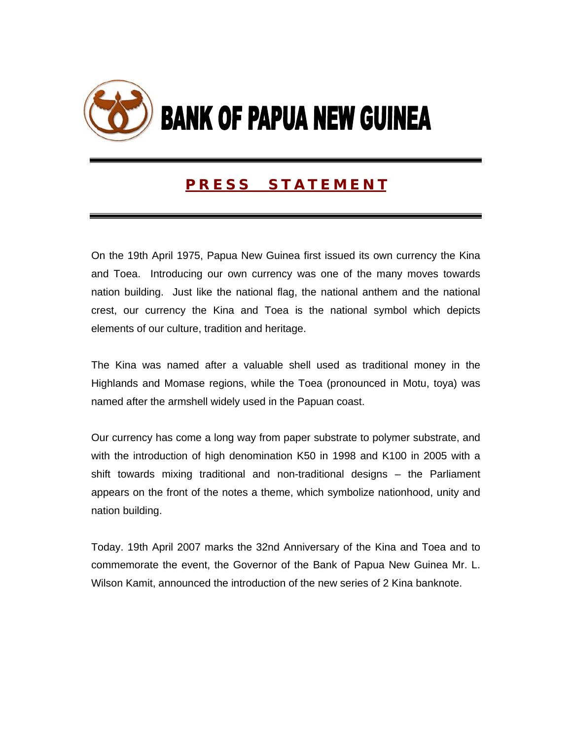# BANK OF PAPUA NEW GUINEA

## PRESS STATEMENT

On the 19th April 1975, Papua New Guinea first issued its own currency the Kina and Toea. Introducing our own currency was one of the many moves towards nation building. Just like the national flag, the national anthem and the national crest, our currency the Kina and Toea is the national symbol which depicts elements of our culture, tradition and heritage.

The Kina was named after a valuable shell used as traditional money in the Highlands and Momase regions, while the Toea (pronounced in Motu, toya) was named after the armshell widely used in the Papuan coast.

Our currency has come a long way from paper substrate to polymer substrate, and with the introduction of high denomination K50 in 1998 and K100 in 2005 with a shift towards mixing traditional and non-traditional designs – the Parliament appears on the front of the notes a theme, which symbolize nationhood, unity and nation building.

Today. 19th April 2007 marks the 32nd Anniversary of the Kina and Toea and to commemorate the event, the Governor of the Bank of Papua New Guinea Mr. L. Wilson Kamit, announced the introduction of the new series of 2 Kina banknote.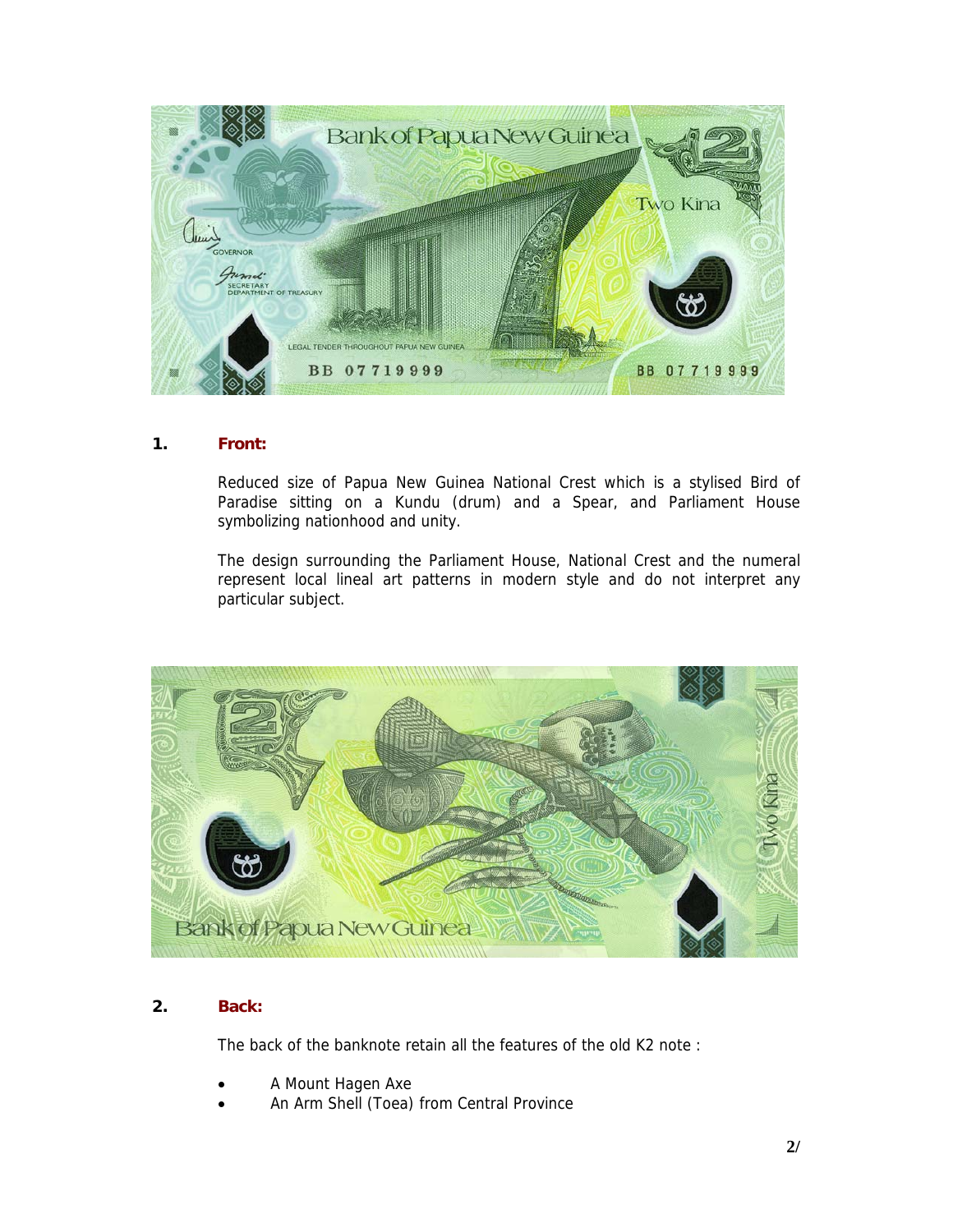1. **Front:**

Reduced size of Papua New Guinea National Crest which is a stylised Bird of Paradise sitting on a Kundu (drum) and a Spear, and Parliament House symbolizing nationhood and unity.

The design surrounding the Parliament House, National Crest and the numeral represent local lineal art patterns in modern style and do not interpret any particular subject.

2. **Back:**

The back of the banknote retain all the features of the old K2 note :

- A Mount Hagen Axe
- An Arm Shell (Toea) from Central Province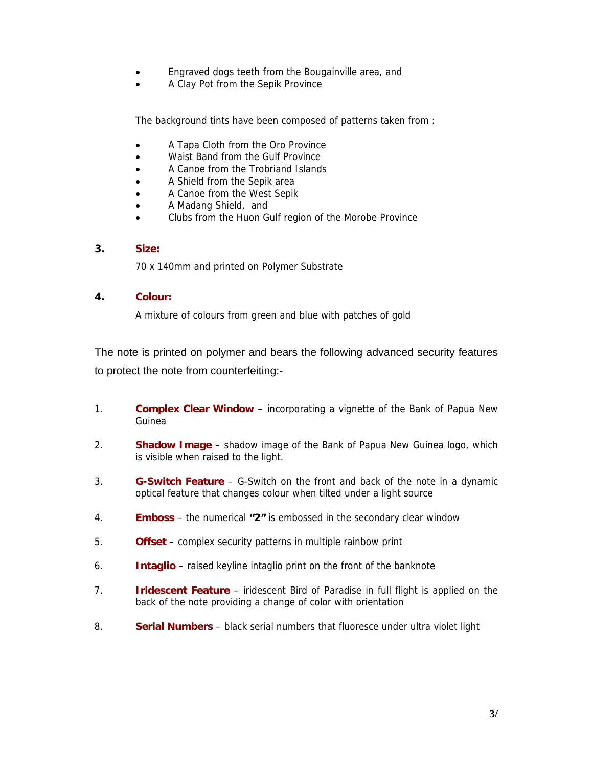- Engraved dogs teeth from the Bougainville area, and
- A Clay Pot from the Sepik Province

The background tints have been composed of patterns taken from :

- A Tapa Cloth from the Oro Province
- Waist Band from the Gulf Province
- A Canoe from the Trobriand Islands
- A Shield from the Sepik area
- A Canoe from the West Sepik
- A Madang Shield, and
- Clubs from the Huon Gulf region of the Morobe Province

**3. Size:**

70 x 140mm and printed on Polymer Substrate

**4. Colour:**

A mixture of colours from green and blue with patches of gold

The note is printed on polymer and bears the following advanced security features to protect the note from counterfeiting:-

1. **Complex Clear Window** – incorporating a vignette of the Bank of Papua New Guinea
2. **Shadow Image** – shadow image of the Bank of Papua New Guinea logo, which is visible when raised to the light.
3. **G-Switch Feature** – G-Switch on the front and back of the note in a dynamic optical feature that changes colour when tilted under a light source
4. **Emboss** – the numerical **"2"** is embossed in the secondary clear window
5. **Offset** – complex security patterns in multiple rainbow print
6. **Intaglio** – raised keyline intaglio print on the front of the banknote
7. **Iridescent Feature** – iridescent Bird of Paradise in full flight is applied on the back of the note providing a change of color with orientation
8. **Serial Numbers** – black serial numbers that fluoresce under ultra violet light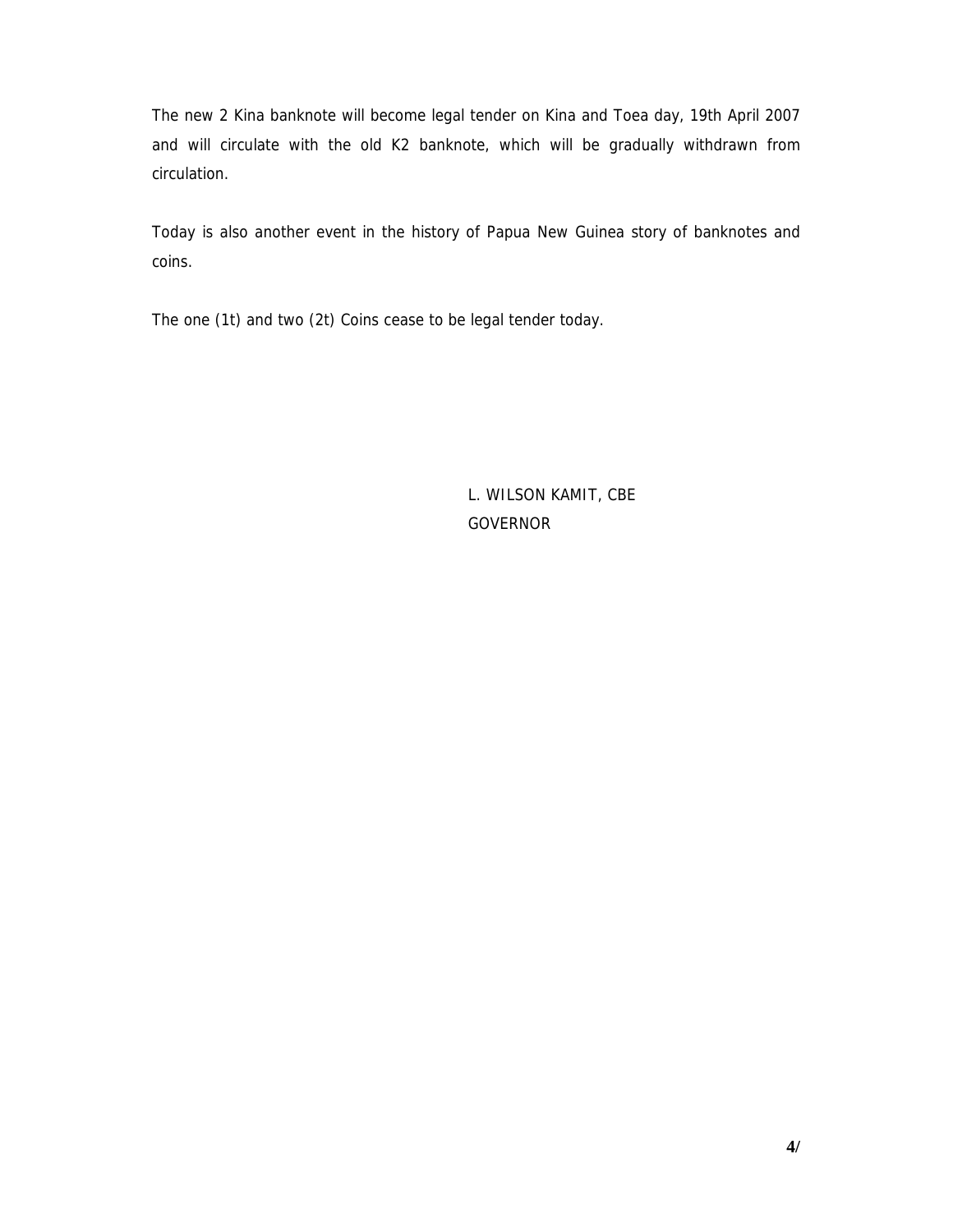The new 2 Kina banknote will become legal tender on Kina and Toea day, 19th April 2007 and will circulate with the old K2 banknote, which will be gradually withdrawn from circulation.

Today is also another event in the history of Papua New Guinea story of banknotes and coins.

The one (1t) and two (2t) Coins cease to be legal tender today.

L. WILSON KAMIT, CBE
GOVERNOR